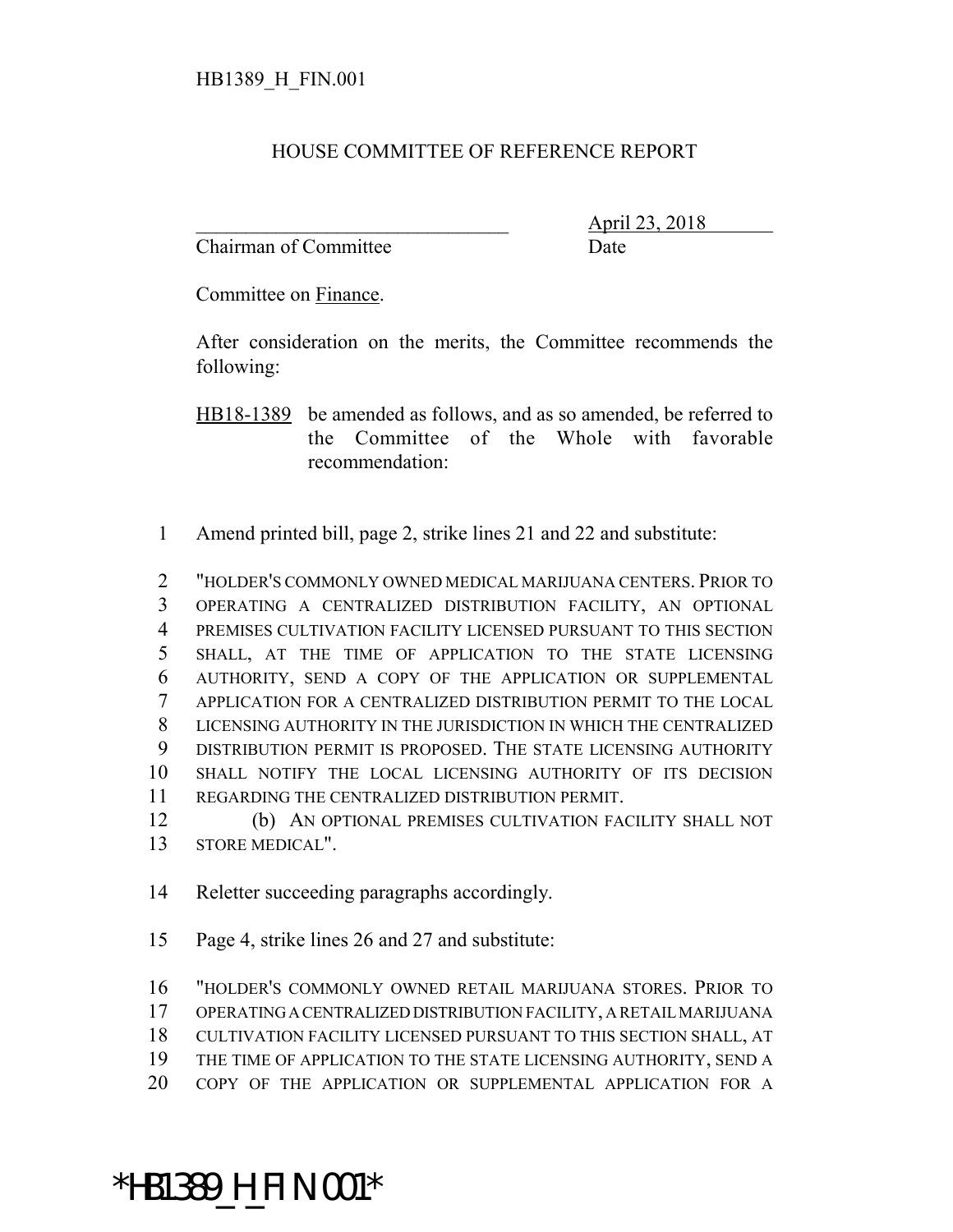HB1389_H_FIN.001

# HOUSE COMMITTEE OF REFERENCE REPORT

_______________________________ April 23, 2018
Chairman of Committee Date

Committee on Finance.

After consideration on the merits, the Committee recommends the following:

HB18-1389 be amended as follows, and as so amended, be referred to the Committee of the Whole with favorable recommendation:

1 Amend printed bill, page 2, strike lines 21 and 22 and substitute:

2 "HOLDER'S COMMONLY OWNED MEDICAL MARIJUANA CENTERS. PRIOR TO
3 OPERATING A CENTRALIZED DISTRIBUTION FACILITY, AN OPTIONAL
4 PREMISES CULTIVATION FACILITY LICENSED PURSUANT TO THIS SECTION
5 SHALL, AT THE TIME OF APPLICATION TO THE STATE LICENSING
6 AUTHORITY, SEND A COPY OF THE APPLICATION OR SUPPLEMENTAL
7 APPLICATION FOR A CENTRALIZED DISTRIBUTION PERMIT TO THE LOCAL
8 LICENSING AUTHORITY IN THE JURISDICTION IN WHICH THE CENTRALIZED
9 DISTRIBUTION PERMIT IS PROPOSED. THE STATE LICENSING AUTHORITY
10 SHALL NOTIFY THE LOCAL LICENSING AUTHORITY OF ITS DECISION
11 REGARDING THE CENTRALIZED DISTRIBUTION PERMIT.
12 (b) AN OPTIONAL PREMISES CULTIVATION FACILITY SHALL NOT
13 STORE MEDICAL".

14 Reletter succeeding paragraphs accordingly.

15 Page 4, strike lines 26 and 27 and substitute:

16 "HOLDER'S COMMONLY OWNED RETAIL MARIJUANA STORES. PRIOR TO
17 OPERATING A CENTRALIZED DISTRIBUTION FACILITY, A RETAIL MARIJUANA
18 CULTIVATION FACILITY LICENSED PURSUANT TO THIS SECTION SHALL, AT
19 THE TIME OF APPLICATION TO THE STATE LICENSING AUTHORITY, SEND A
20 COPY OF THE APPLICATION OR SUPPLEMENTAL APPLICATION FOR A

*HB1389_H_FIN.001*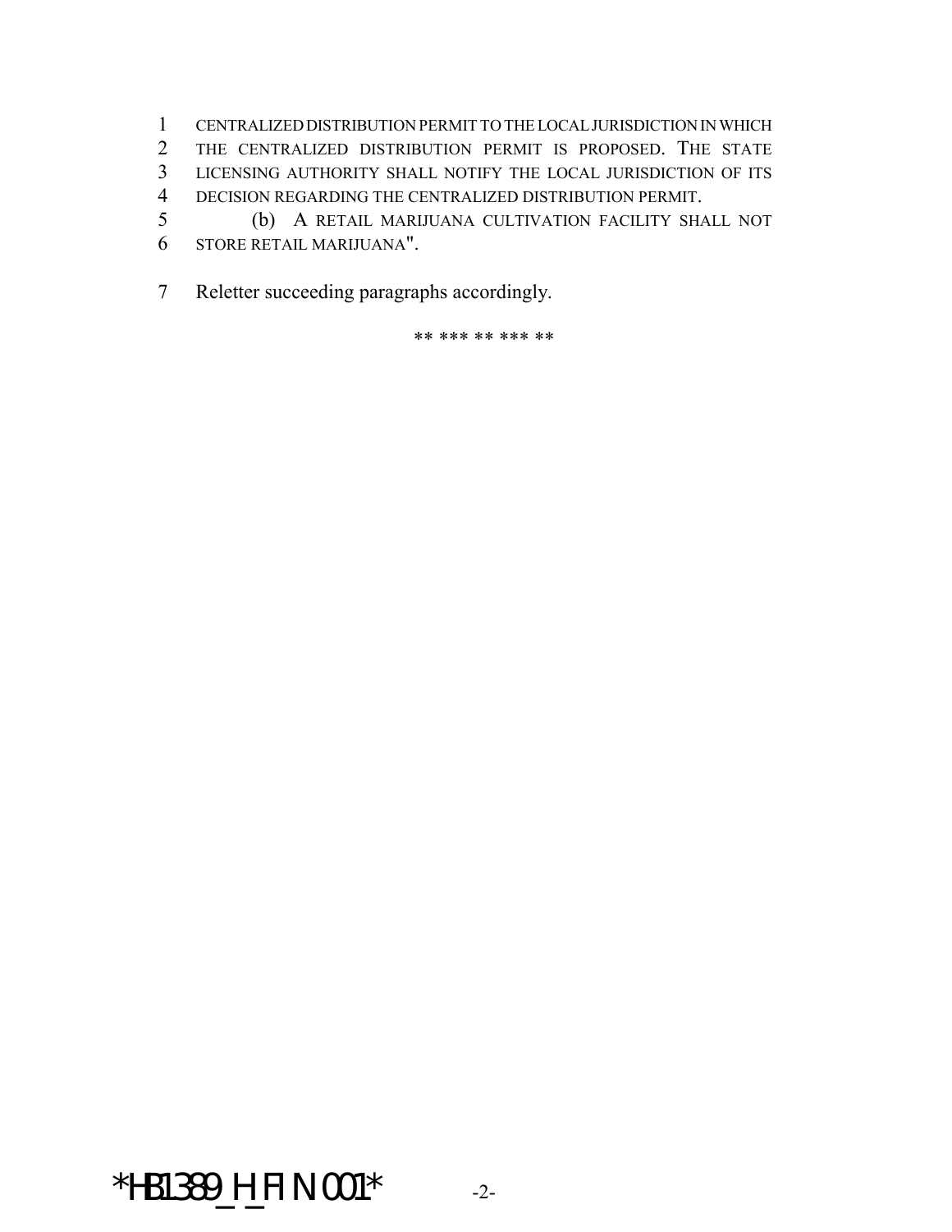CENTRALIZED DISTRIBUTION PERMIT TO THE LOCAL JURISDICTION IN WHICH THE CENTRALIZED DISTRIBUTION PERMIT IS PROPOSED. THE STATE LICENSING AUTHORITY SHALL NOTIFY THE LOCAL JURISDICTION OF ITS DECISION REGARDING THE CENTRALIZED DISTRIBUTION PERMIT.

(b) A RETAIL MARIJUANA CULTIVATION FACILITY SHALL NOT STORE RETAIL MARIJUANA".

Reletter succeeding paragraphs accordingly.

** *** ** *** **

*HB1389_H_FIN.001*